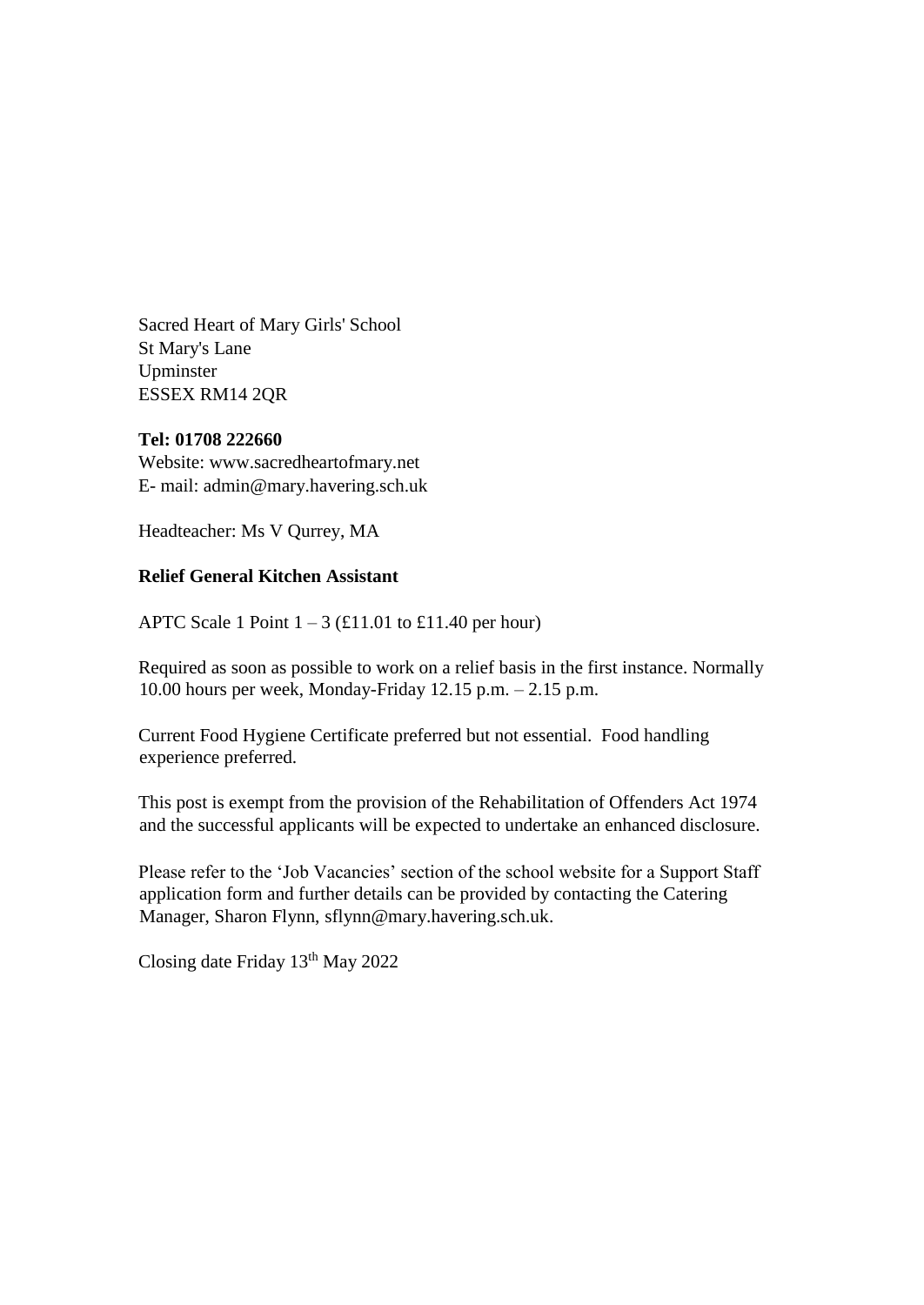Sacred Heart of Mary Girls' School
St Mary's Lane
Upminster
ESSEX RM14 2QR

**Tel: 01708 222660**
Website: www.sacredheartofmary.net
E- mail: admin@mary.havering.sch.uk

Headteacher: Ms V Qurrey, MA

**Relief General Kitchen Assistant**

APTC Scale 1 Point 1 – 3 (£11.01 to £11.40 per hour)

Required as soon as possible to work on a relief basis in the first instance. Normally 10.00 hours per week, Monday-Friday 12.15 p.m. – 2.15 p.m.

Current Food Hygiene Certificate preferred but not essential. Food handling experience preferred.

This post is exempt from the provision of the Rehabilitation of Offenders Act 1974 and the successful applicants will be expected to undertake an enhanced disclosure.

Please refer to the 'Job Vacancies' section of the school website for a Support Staff application form and further details can be provided by contacting the Catering Manager, Sharon Flynn, sflynn@mary.havering.sch.uk.

Closing date Friday 13th May 2022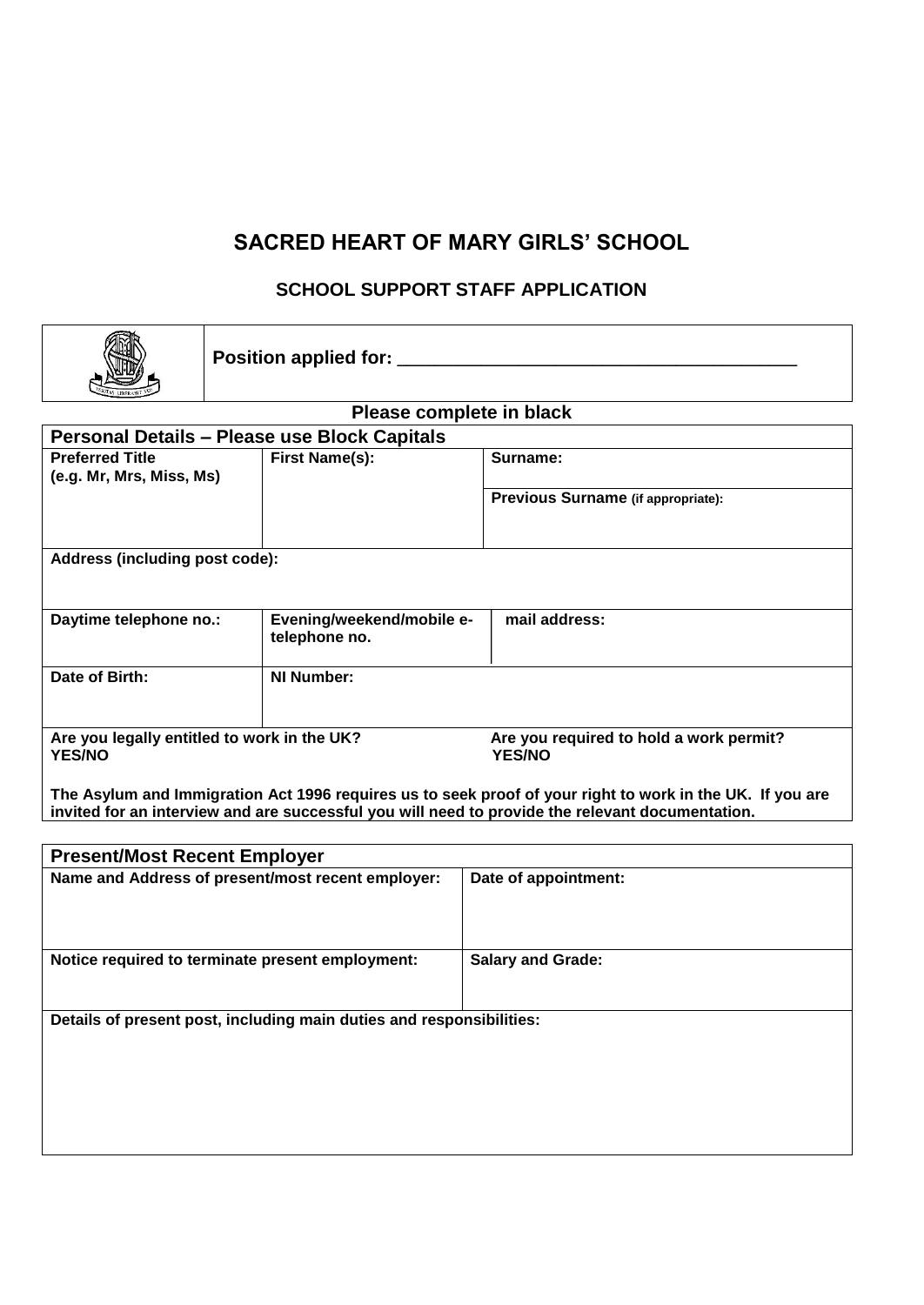# SACRED HEART OF MARY GIRLS' SCHOOL

## SCHOOL SUPPORT STAFF APPLICATION

**Position applied for:** ______________________________________

**Please complete in black**

| **Personal Details – Please use Block Capitals** | | |
|---|---|---|
| **Preferred Title (e.g. Mr, Mrs, Miss, Ms)** | **First Name(s):** | **Surname:** |
| | | **Previous Surname (if appropriate):** |
| **Address (including post code):** | | |
| **Daytime telephone no.:** | **Evening/weekend/mobile telephone no.** | **e-mail address:** |
| **Date of Birth:** | **NI Number:** | |
| **Are you legally entitled to work in the UK? YES/NO** | | **Are you required to hold a work permit? YES/NO** |

**The Asylum and Immigration Act 1996 requires us to seek proof of your right to work in the UK. If you are invited for an interview and are successful you will need to provide the relevant documentation.**

| **Present/Most Recent Employer** | |
|---|---|
| **Name and Address of present/most recent employer:** | **Date of appointment:** |
| **Notice required to terminate present employment:** | **Salary and Grade:** |
| **Details of present post, including main duties and responsibilities:** | |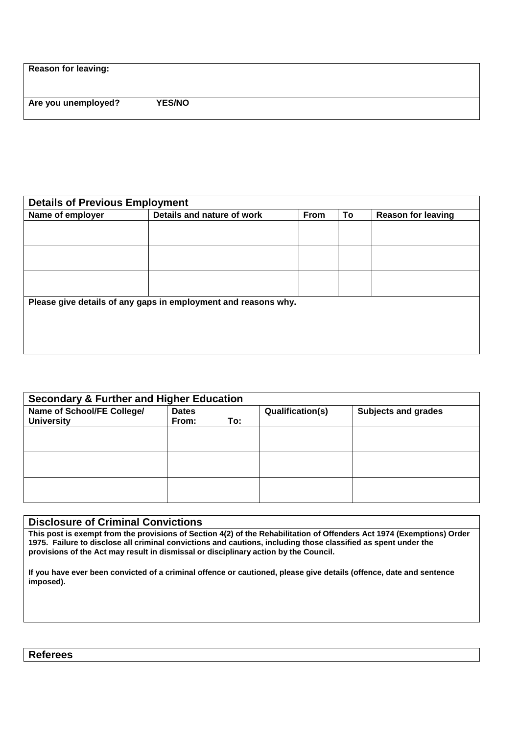| **Reason for leaving:** |
|---|
| **Are you unemployed?** **YES/NO** |

## Details of Previous Employment

| Name of employer | Details and nature of work | From | To | Reason for leaving |
|---|---|---|---|---|
| | | | | |
| | | | | |
| | | | | |

**Please give details of any gaps in employment and reasons why.**

## Secondary & Further and Higher Education

| Name of School/FE College/ University | Dates From: To: | Qualification(s) | Subjects and grades |
|---|---|---|---|
| | | | |
| | | | |
| | | | |

## Disclosure of Criminal Convictions

**This post is exempt from the provisions of Section 4(2) of the Rehabilitation of Offenders Act 1974 (Exemptions) Order 1975. Failure to disclose all criminal convictions and cautions, including those classified as spent under the provisions of the Act may result in dismissal or disciplinary action by the Council.**

**If you have ever been convicted of a criminal offence or cautioned, please give details (offence, date and sentence imposed).**

## Referees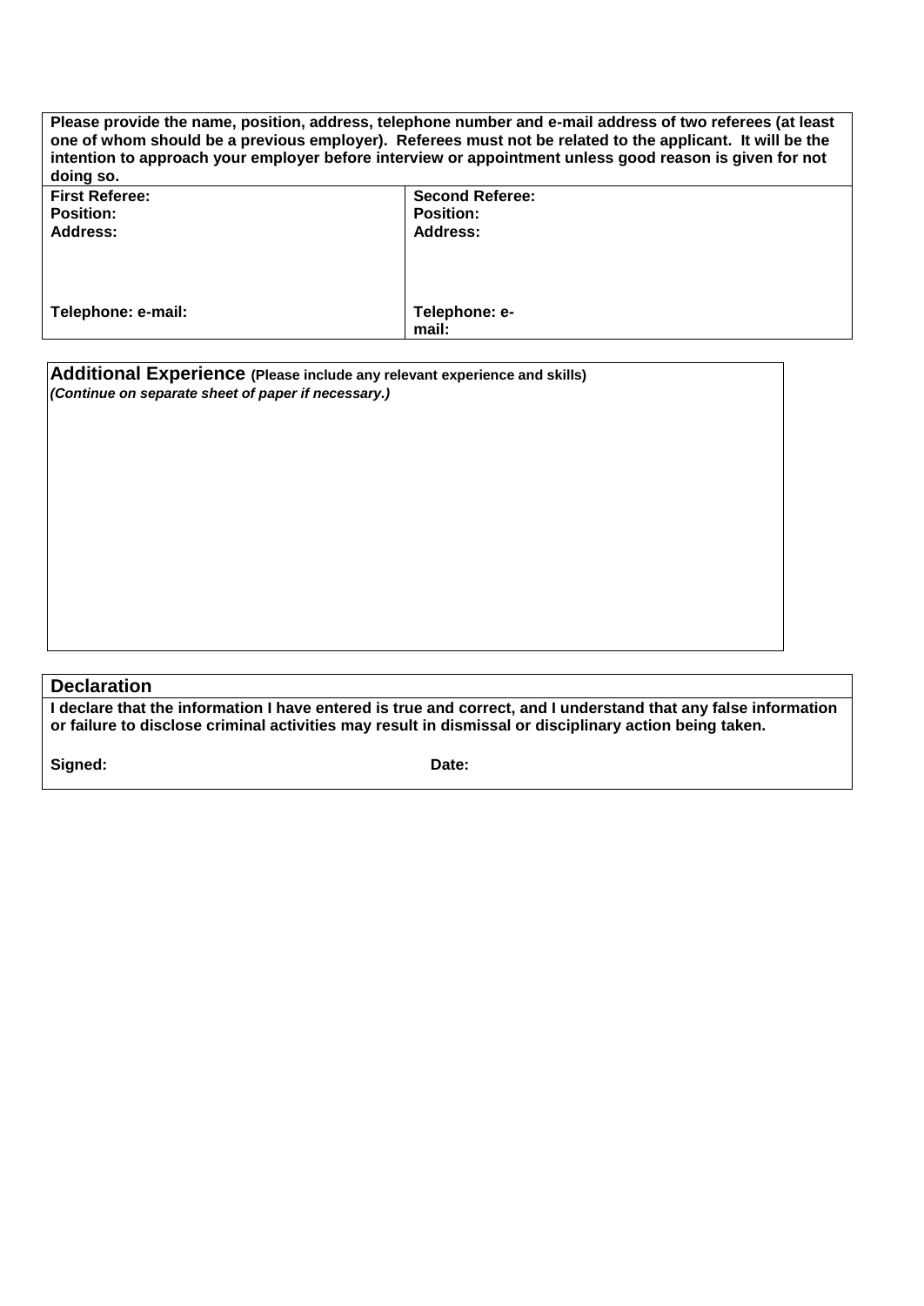| **Please provide the name, position, address, telephone number and e-mail address of two referees (at least one of whom should be a previous employer). Referees must not be related to the applicant. It will be the intention to approach your employer before interview or appointment unless good reason is given for not doing so.** | |
|---|---|
| **First Referee:**<br>**Position:**<br>**Address:**<br><br><br><br>**Telephone: e-mail:** | **Second Referee:**<br>**Position:**<br>**Address:**<br><br><br><br>**Telephone: e-mail:** |

## Additional Experience **(Please include any relevant experience and skills)**

***(Continue on separate sheet of paper if necessary.)***

## Declaration

**I declare that the information I have entered is true and correct, and I understand that any false information or failure to disclose criminal activities may result in dismissal or disciplinary action being taken.**

**Signed:** **Date:**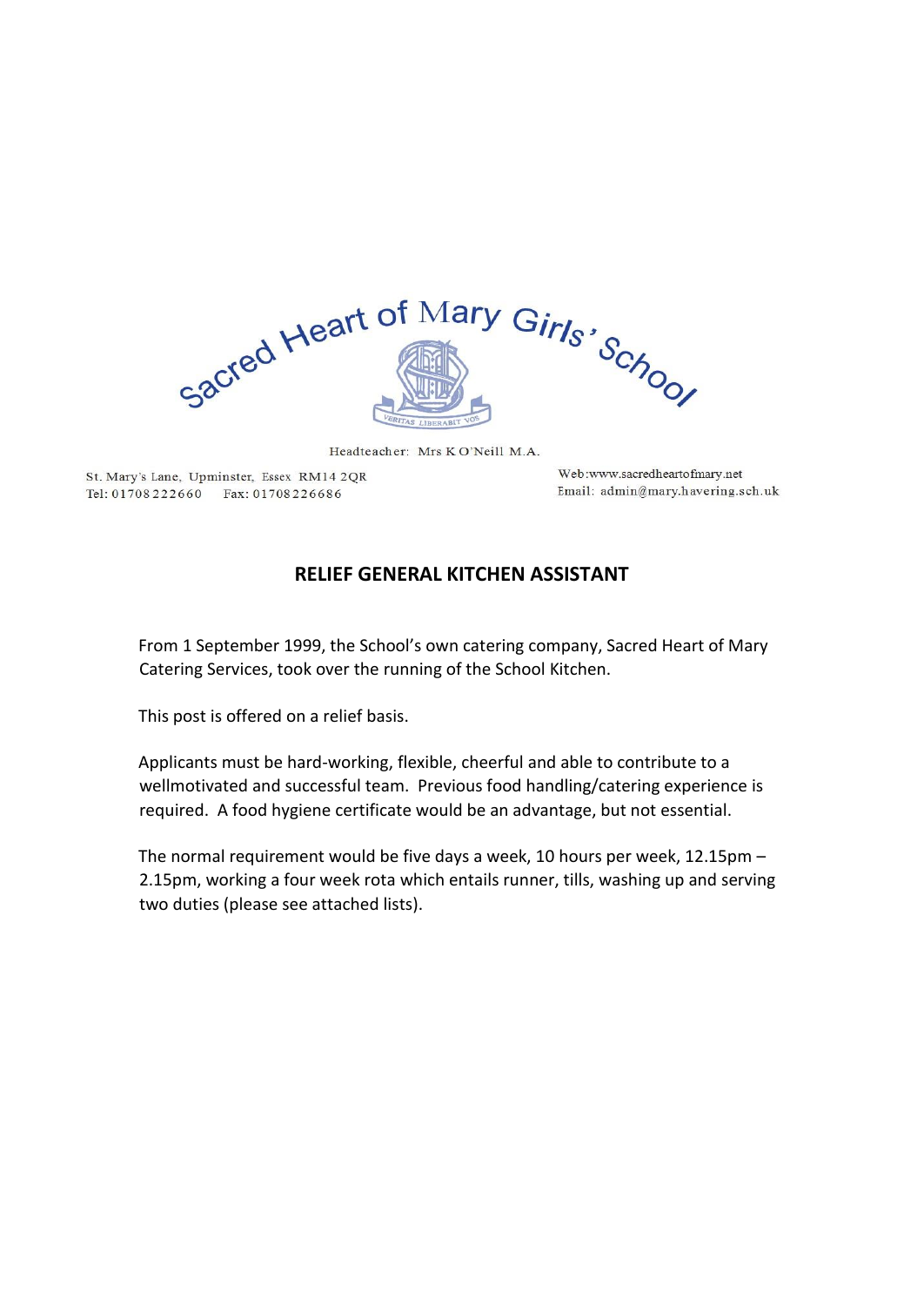Sacred Heart of Mary Girls' School

VERITAS LIBERABIT VOS

Headteacher: Mrs K O'Neill M.A.

St. Mary's Lane, Upminster, Essex RM14 2QR
Tel: 01708 222660 Fax: 01708 226686

Web: www.sacredheartofmary.net
Email: admin@mary.havering.sch.uk

## RELIEF GENERAL KITCHEN ASSISTANT

From 1 September 1999, the School's own catering company, Sacred Heart of Mary Catering Services, took over the running of the School Kitchen.

This post is offered on a relief basis.

Applicants must be hard-working, flexible, cheerful and able to contribute to a wellmotivated and successful team. Previous food handling/catering experience is required. A food hygiene certificate would be an advantage, but not essential.

The normal requirement would be five days a week, 10 hours per week, 12.15pm – 2.15pm, working a four week rota which entails runner, tills, washing up and serving two duties (please see attached lists).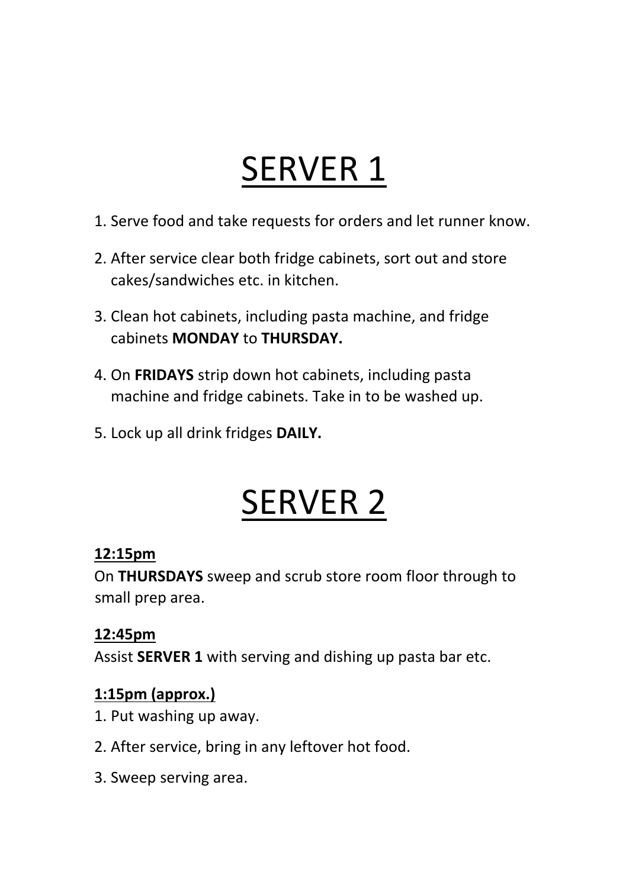# SERVER 1

1. Serve food and take requests for orders and let runner know.
2. After service clear both fridge cabinets, sort out and store cakes/sandwiches etc. in kitchen.
3. Clean hot cabinets, including pasta machine, and fridge cabinets **MONDAY** to **THURSDAY.**
4. On **FRIDAYS** strip down hot cabinets, including pasta machine and fridge cabinets. Take in to be washed up.
5. Lock up all drink fridges **DAILY.**

# SERVER 2

**12:15pm**

On **THURSDAYS** sweep and scrub store room floor through to small prep area.

**12:45pm**

Assist **SERVER 1** with serving and dishing up pasta bar etc.

**1:15pm (approx.)**

1. Put washing up away.
2. After service, bring in any leftover hot food.
3. Sweep serving area.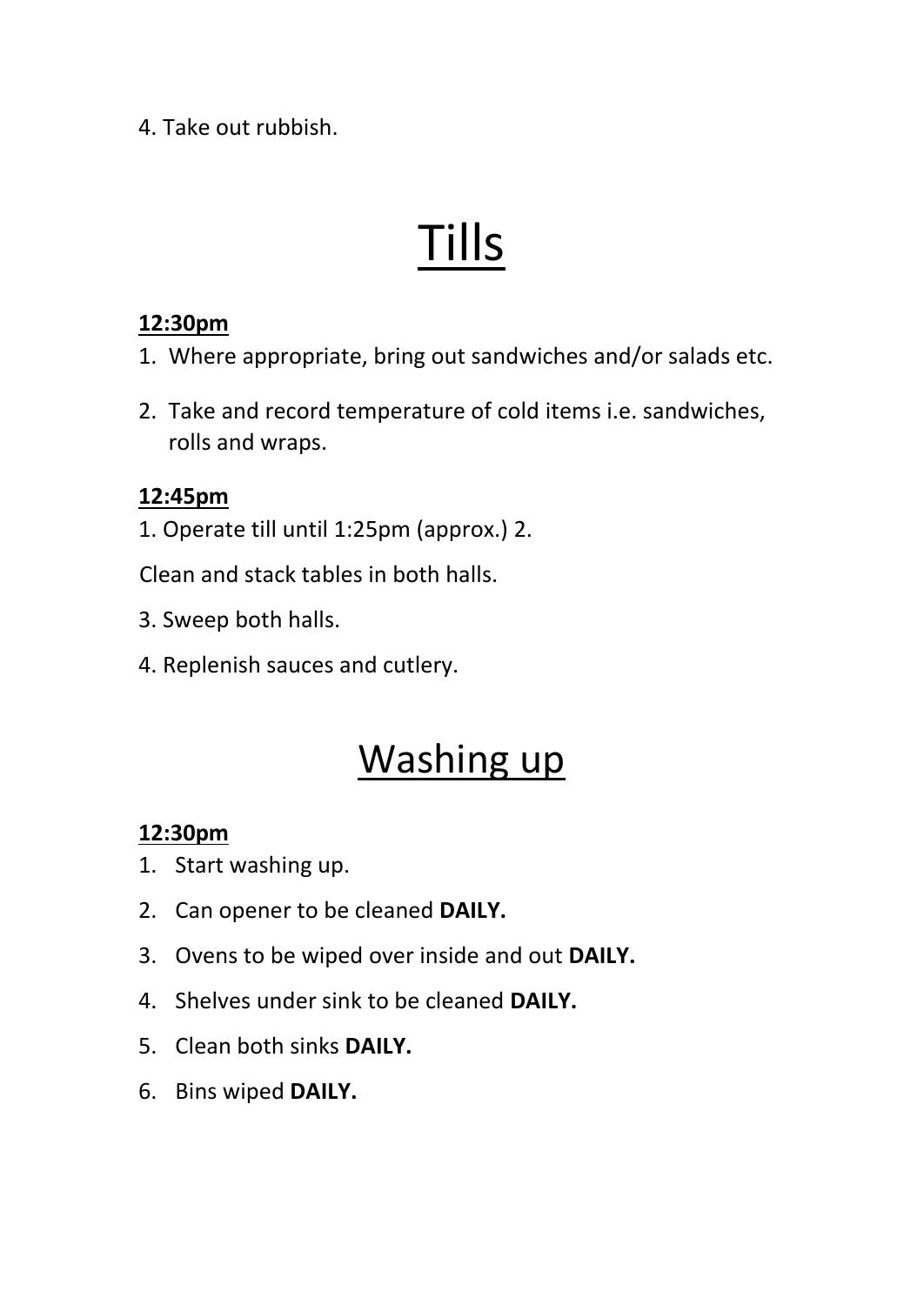4. Take out rubbish.

# Tills

**12:30pm**

1. Where appropriate, bring out sandwiches and/or salads etc.
2. Take and record temperature of cold items i.e. sandwiches, rolls and wraps.

**12:45pm**

1. Operate till until 1:25pm (approx.) 2.

Clean and stack tables in both halls.

3. Sweep both halls.

4. Replenish sauces and cutlery.

# Washing up

**12:30pm**

1. Start washing up.
2. Can opener to be cleaned **DAILY.**
3. Ovens to be wiped over inside and out **DAILY.**
4. Shelves under sink to be cleaned **DAILY.**
5. Clean both sinks **DAILY.**
6. Bins wiped **DAILY.**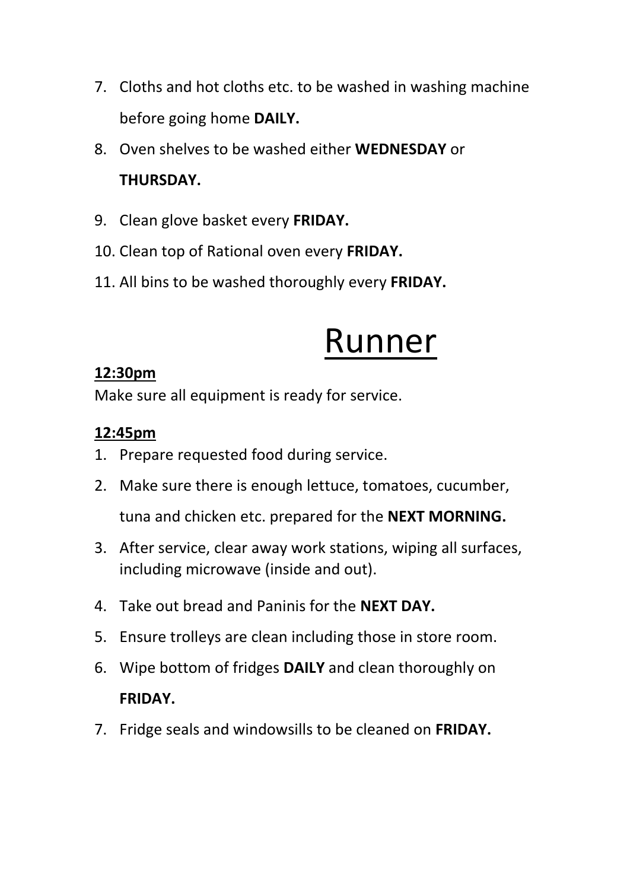7. Cloths and hot cloths etc. to be washed in washing machine before going home **DAILY.**
8. Oven shelves to be washed either **WEDNESDAY** or **THURSDAY.**
9. Clean glove basket every **FRIDAY.**
10. Clean top of Rational oven every **FRIDAY.**
11. All bins to be washed thoroughly every **FRIDAY.**

# Runner

**12:30pm**

Make sure all equipment is ready for service.

**12:45pm**

1. Prepare requested food during service.
2. Make sure there is enough lettuce, tomatoes, cucumber, tuna and chicken etc. prepared for the **NEXT MORNING.**
3. After service, clear away work stations, wiping all surfaces, including microwave (inside and out).
4. Take out bread and Paninis for the **NEXT DAY.**
5. Ensure trolleys are clean including those in store room.
6. Wipe bottom of fridges **DAILY** and clean thoroughly on **FRIDAY.**
7. Fridge seals and windowsills to be cleaned on **FRIDAY.**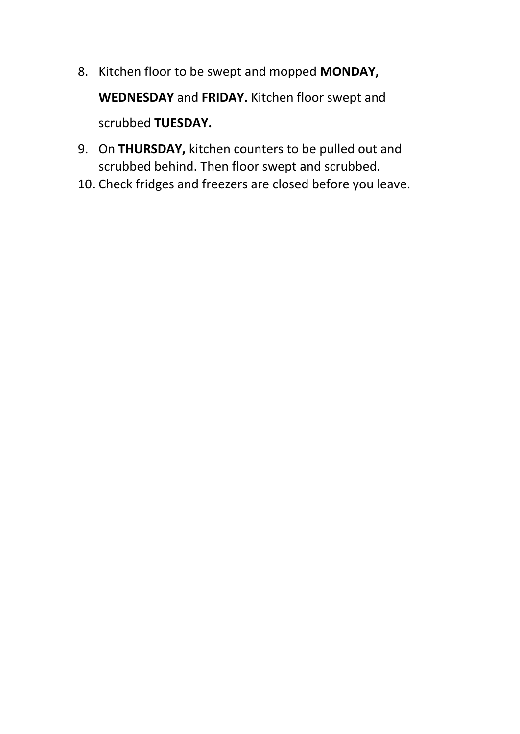8. Kitchen floor to be swept and mopped **MONDAY, WEDNESDAY** and **FRIDAY.** Kitchen floor swept and scrubbed **TUESDAY.**
9. On **THURSDAY,** kitchen counters to be pulled out and scrubbed behind. Then floor swept and scrubbed.
10. Check fridges and freezers are closed before you leave.